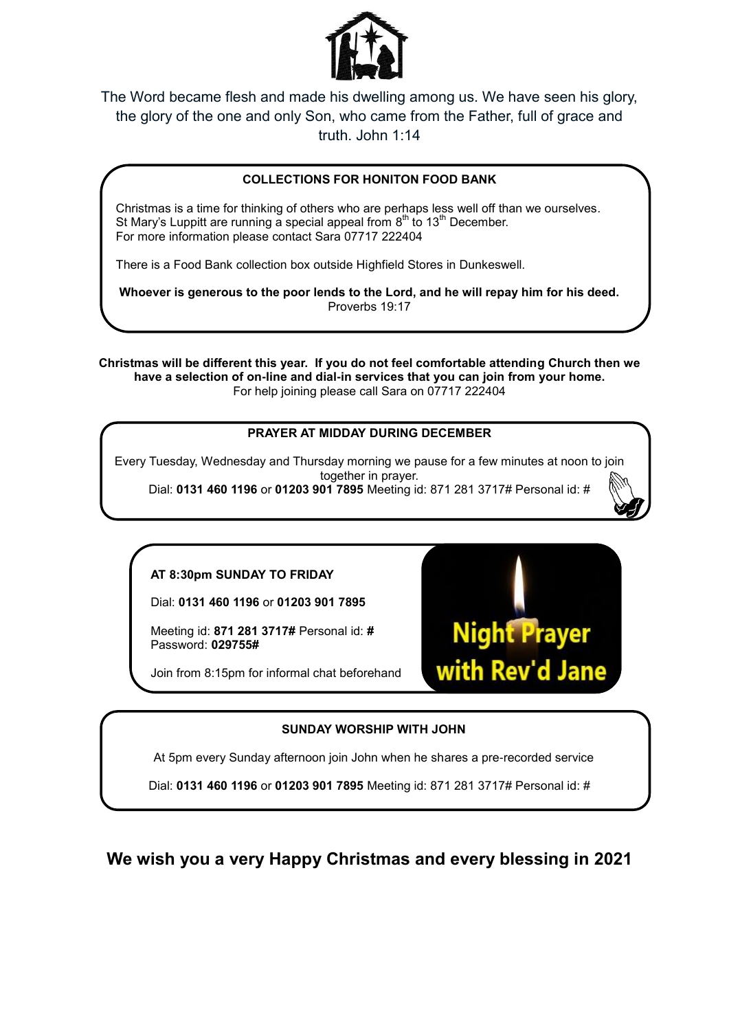The Word became flesh and made his dwelling among us. We have seen his glory, the glory of the one and only Son, who came from the Father, full of grace and truth. John 1:14

### COLLECTIONS FOR HONITON FOOD BANK

Christmas is a time for thinking of others who are perhaps less well off than we ourselves.
St Mary's Luppitt are running a special appeal from 8th to 13th December.
For more information please contact Sara 07717 222404

There is a Food Bank collection box outside Highfield Stores in Dunkeswell.

**Whoever is generous to the poor lends to the Lord, and he will repay him for his deed.**
Proverbs 19:17

**Christmas will be different this year. If you do not feel comfortable attending Church then we have a selection of on-line and dial-in services that you can join from your home.**
For help joining please call Sara on 07717 222404

### PRAYER AT MIDDAY DURING DECEMBER

Every Tuesday, Wednesday and Thursday morning we pause for a few minutes at noon to join together in prayer.
Dial: **0131 460 1196** or **01203 901 7895** Meeting id: 871 281 3717# Personal id: #

### Night Prayer with Rev'd Jane

**AT 8:30pm SUNDAY TO FRIDAY**

Dial: **0131 460 1196** or **01203 901 7895**

Meeting id: **871 281 3717#** Personal id: **#**
Password: **029755#**

Join from 8:15pm for informal chat beforehand

### SUNDAY WORSHIP WITH JOHN

At 5pm every Sunday afternoon join John when he shares a pre-recorded service

Dial: **0131 460 1196** or **01203 901 7895** Meeting id: 871 281 3717# Personal id: #

## We wish you a very Happy Christmas and every blessing in 2021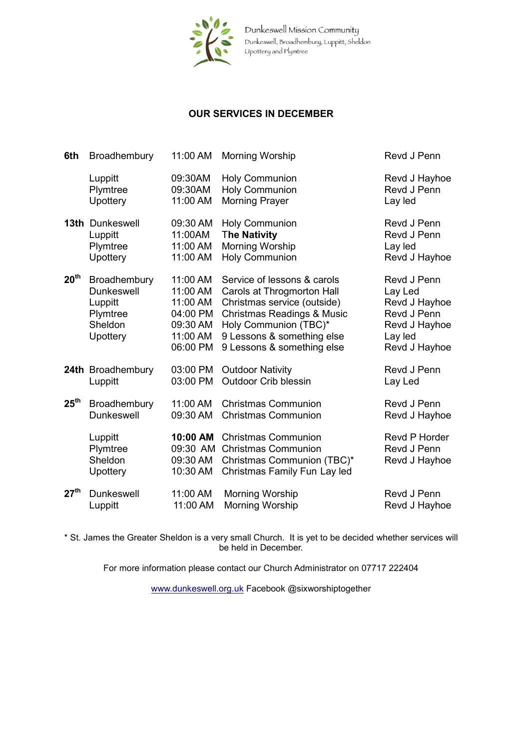Dunkeswell Mission Community
Dunkeswell, Broadhembury, Luppitt, Sheldon
Upottery and Plymtree

## OUR SERVICES IN DECEMBER

| | | | | |
|---|---|---|---|---|
| **6th** | Broadhembury | 11:00 AM | Morning Worship | Revd J Penn |
| | Luppitt | 09:30AM | Holy Communion | Revd J Hayhoe |
| | Plymtree | 09:30AM | Holy Communion | Revd J Penn |
| | Upottery | 11:00 AM | Morning Prayer | Lay led |
| **13th** | Dunkeswell | 09:30 AM | Holy Communion | Revd J Penn |
| | Luppitt | 11:00AM | **The Nativity** | Revd J Penn |
| | Plymtree | 11:00 AM | Morning Worship | Lay led |
| | Upottery | 11:00 AM | Holy Communion | Revd J Hayhoe |
| **20th** | Broadhembury | 11:00 AM | Service of lessons & carols | Revd J Penn |
| | Dunkeswell | 11:00 AM | Carols at Throgmorton Hall | Lay Led |
| | Luppitt | 11:00 AM | Christmas service (outside) | Revd J Hayhoe |
| | Plymtree | 04:00 PM | Christmas Readings & Music | Revd J Penn |
| | Sheldon | 09:30 AM | Holy Communion (TBC)* | Revd J Hayhoe |
| | Upottery | 11:00 AM | 9 Lessons & something else | Lay led |
| | | 06:00 PM | 9 Lessons & something else | Revd J Hayhoe |
| **24th** | Broadhembury | 03:00 PM | Outdoor Nativity | Revd J Penn |
| | Luppitt | 03:00 PM | Outdoor Crib blessin | Lay Led |
| **25th** | Broadhembury | 11:00 AM | Christmas Communion | Revd J Penn |
| | Dunkeswell | 09:30 AM | Christmas Communion | Revd J Hayhoe |
| | Luppitt | **10:00 AM** | Christmas Communion | Revd P Horder |
| | Plymtree | 09:30 AM | Christmas Communion | Revd J Penn |
| | Sheldon | 09:30 AM | Christmas Communion (TBC)* | Revd J Hayhoe |
| | Upottery | 10:30 AM | Christmas Family Fun Lay led | |
| **27th** | Dunkeswell | 11:00 AM | Morning Worship | Revd J Penn |
| | Luppitt | 11:00 AM | Morning Worship | Revd J Hayhoe |

* St. James the Greater Sheldon is a very small Church. It is yet to be decided whether services will be held in December.

For more information please contact our Church Administrator on 07717 222404

www.dunkeswell.org.uk Facebook @sixworshiptogether